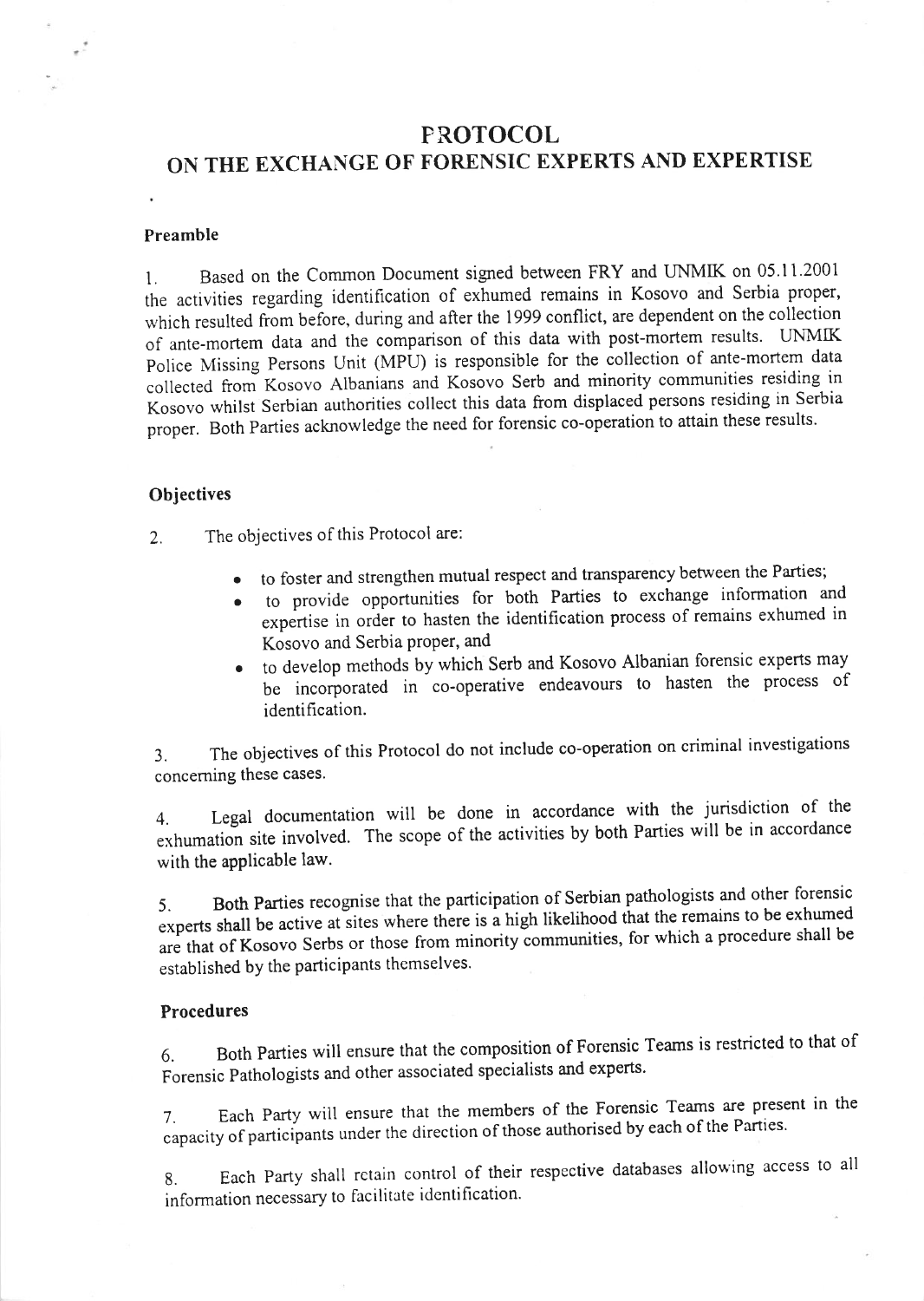# PROTOCOL
# ON THE EXCHANGE OF FORENSIC EXPERTS AND EXPERTISE

## Preamble

1. Based on the Common Document signed between FRY and UNMIK on 05.11.2001 the activities regarding identification of exhumed remains in Kosovo and Serbia proper, which resulted from before, during and after the 1999 conflict, are dependent on the collection of ante-mortem data and the comparison of this data with post-mortem results. UNMIK Police Missing Persons Unit (MPU) is responsible for the collection of ante-mortem data collected from Kosovo Albanians and Kosovo Serb and minority communities residing in Kosovo whilst Serbian authorities collect this data from displaced persons residing in Serbia proper. Both Parties acknowledge the need for forensic co-operation to attain these results.

## Objectives

2. The objectives of this Protocol are:

   - to foster and strengthen mutual respect and transparency between the Parties;
   - to provide opportunities for both Parties to exchange information and expertise in order to hasten the identification process of remains exhumed in Kosovo and Serbia proper, and
   - to develop methods by which Serb and Kosovo Albanian forensic experts may be incorporated in co-operative endeavours to hasten the process of identification.

3. The objectives of this Protocol do not include co-operation on criminal investigations concerning these cases.

4. Legal documentation will be done in accordance with the jurisdiction of the exhumation site involved. The scope of the activities by both Parties will be in accordance with the applicable law.

5. Both Parties recognise that the participation of Serbian pathologists and other forensic experts shall be active at sites where there is a high likelihood that the remains to be exhumed are that of Kosovo Serbs or those from minority communities, for which a procedure shall be established by the participants themselves.

## Procedures

6. Both Parties will ensure that the composition of Forensic Teams is restricted to that of Forensic Pathologists and other associated specialists and experts.

7. Each Party will ensure that the members of the Forensic Teams are present in the capacity of participants under the direction of those authorised by each of the Parties.

8. Each Party shall retain control of their respective databases allowing access to all information necessary to facilitate identification.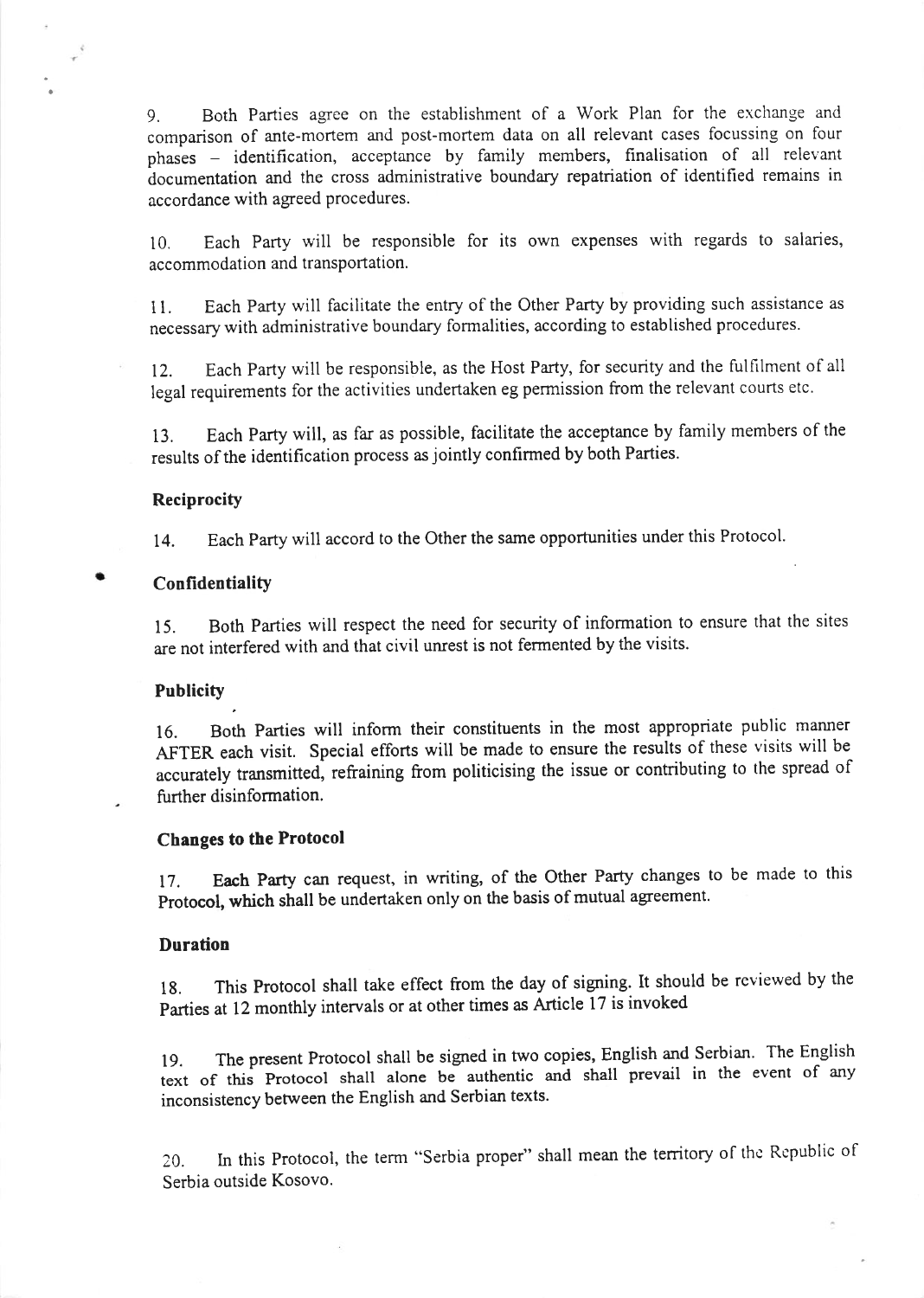9. Both Parties agree on the establishment of a Work Plan for the exchange and comparison of ante-mortem and post-mortem data on all relevant cases focussing on four phases – identification, acceptance by family members, finalisation of all relevant documentation and the cross administrative boundary repatriation of identified remains in accordance with agreed procedures.

10. Each Party will be responsible for its own expenses with regards to salaries, accommodation and transportation.

11. Each Party will facilitate the entry of the Other Party by providing such assistance as necessary with administrative boundary formalities, according to established procedures.

12. Each Party will be responsible, as the Host Party, for security and the fulfilment of all legal requirements for the activities undertaken eg permission from the relevant courts etc.

13. Each Party will, as far as possible, facilitate the acceptance by family members of the results of the identification process as jointly confirmed by both Parties.

**Reciprocity**

14. Each Party will accord to the Other the same opportunities under this Protocol.

**Confidentiality**

15. Both Parties will respect the need for security of information to ensure that the sites are not interfered with and that civil unrest is not fermented by the visits.

**Publicity**

16. Both Parties will inform their constituents in the most appropriate public manner AFTER each visit. Special efforts will be made to ensure the results of these visits will be accurately transmitted, refraining from politicising the issue or contributing to the spread of further disinformation.

**Changes to the Protocol**

17. **Each Party** can request, in writing, of the Other Party changes to be made to this **Protocol, which** shall be undertaken only on the basis of mutual agreement.

**Duration**

18. This Protocol shall take effect from the day of signing. It should be reviewed by the Parties at 12 monthly intervals or at other times as Article 17 is invoked

19. The present Protocol shall be signed in two copies, English and Serbian. The English text of this Protocol shall alone be authentic and shall prevail in the event of any inconsistency between the English and Serbian texts.

20. In this Protocol, the term "Serbia proper" shall mean the territory of the Republic of Serbia outside Kosovo.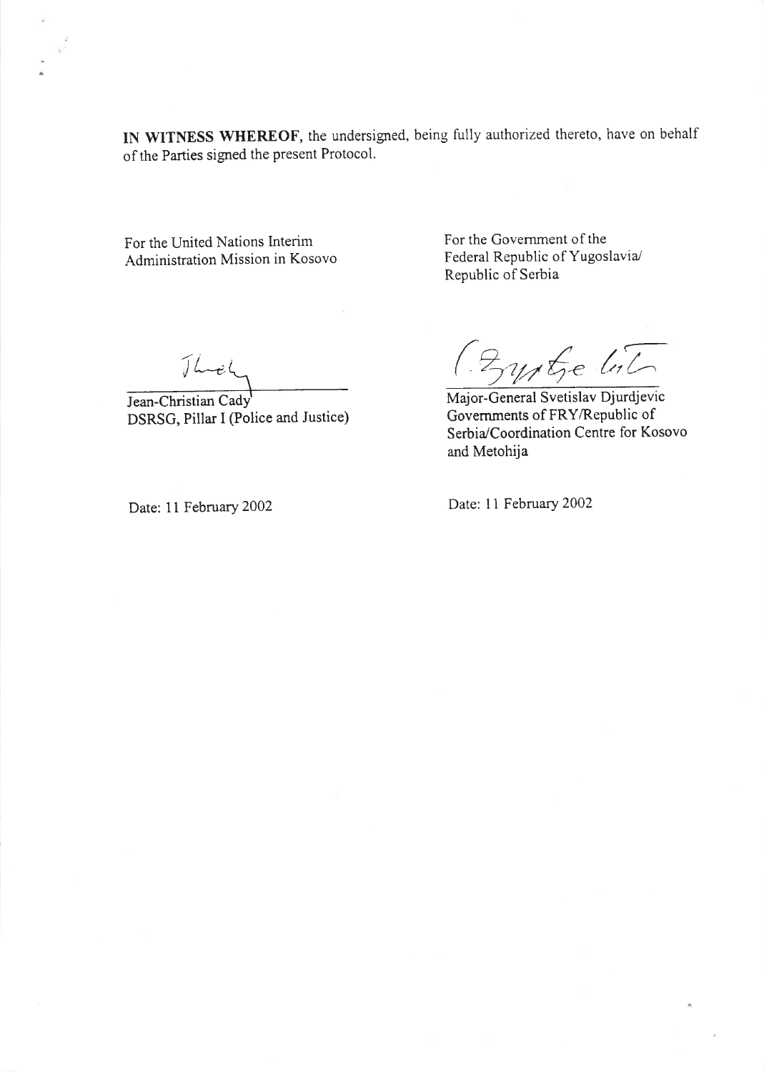**IN WITNESS WHEREOF**, the undersigned, being fully authorized thereto, have on behalf of the Parties signed the present Protocol.

For the United Nations Interim Administration Mission in Kosovo

Jean-Christian Cady
DSRSG, Pillar I (Police and Justice)

Date: 11 February 2002

For the Government of the Federal Republic of Yugoslavia/ Republic of Serbia

Major-General Svetislav Djurdjevic
Governments of FRY/Republic of Serbia/Coordination Centre for Kosovo and Metohija

Date: 11 February 2002